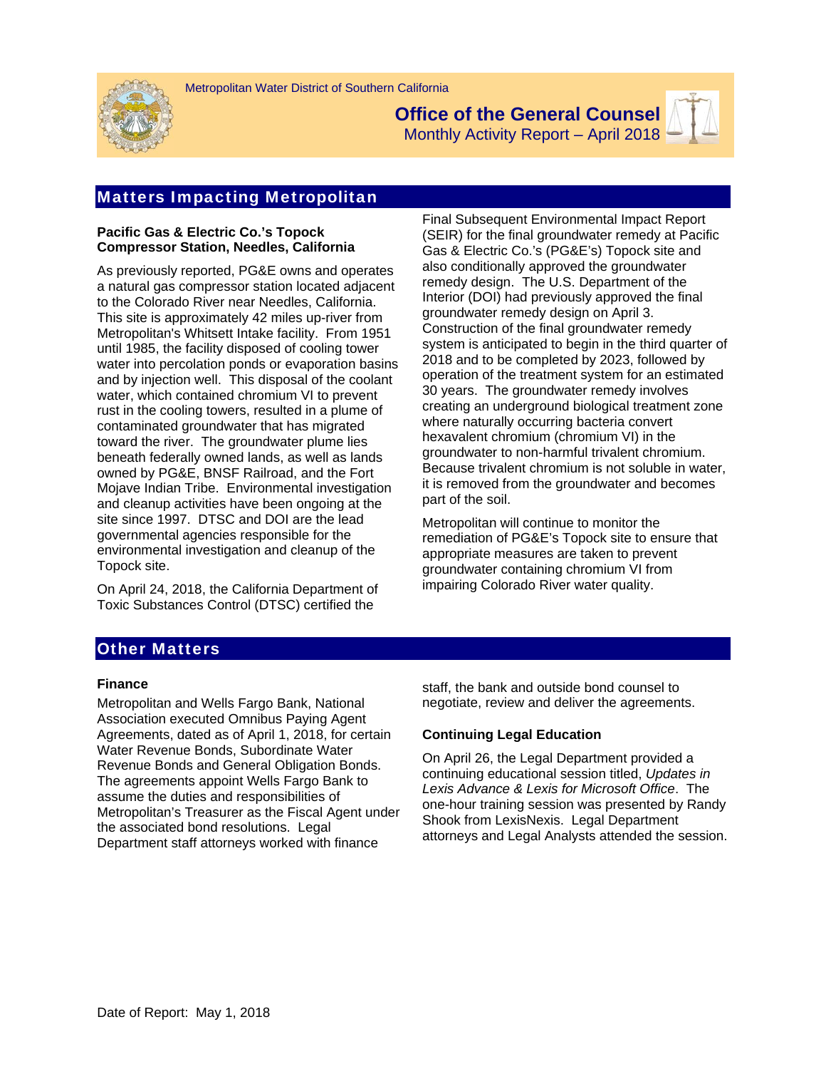Metropolitan Water District of Southern California

# Office of the General Counsel

Monthly Activity Report – April 2018

## Matters Impacting Metropolitan

### Pacific Gas & Electric Co.'s Topock Compressor Station, Needles, California

As previously reported, PG&E owns and operates a natural gas compressor station located adjacent to the Colorado River near Needles, California. This site is approximately 42 miles up-river from Metropolitan's Whitsett Intake facility. From 1951 until 1985, the facility disposed of cooling tower water into percolation ponds or evaporation basins and by injection well. This disposal of the coolant water, which contained chromium VI to prevent rust in the cooling towers, resulted in a plume of contaminated groundwater that has migrated toward the river. The groundwater plume lies beneath federally owned lands, as well as lands owned by PG&E, BNSF Railroad, and the Fort Mojave Indian Tribe. Environmental investigation and cleanup activities have been ongoing at the site since 1997. DTSC and DOI are the lead governmental agencies responsible for the environmental investigation and cleanup of the Topock site.

On April 24, 2018, the California Department of Toxic Substances Control (DTSC) certified the Final Subsequent Environmental Impact Report (SEIR) for the final groundwater remedy at Pacific Gas & Electric Co.'s (PG&E's) Topock site and also conditionally approved the groundwater remedy design. The U.S. Department of the Interior (DOI) had previously approved the final groundwater remedy design on April 3. Construction of the final groundwater remedy system is anticipated to begin in the third quarter of 2018 and to be completed by 2023, followed by operation of the treatment system for an estimated 30 years. The groundwater remedy involves creating an underground biological treatment zone where naturally occurring bacteria convert hexavalent chromium (chromium VI) in the groundwater to non-harmful trivalent chromium. Because trivalent chromium is not soluble in water, it is removed from the groundwater and becomes part of the soil.

Metropolitan will continue to monitor the remediation of PG&E's Topock site to ensure that appropriate measures are taken to prevent groundwater containing chromium VI from impairing Colorado River water quality.

## Other Matters

### Finance

Metropolitan and Wells Fargo Bank, National Association executed Omnibus Paying Agent Agreements, dated as of April 1, 2018, for certain Water Revenue Bonds, Subordinate Water Revenue Bonds and General Obligation Bonds. The agreements appoint Wells Fargo Bank to assume the duties and responsibilities of Metropolitan's Treasurer as the Fiscal Agent under the associated bond resolutions. Legal Department staff attorneys worked with finance staff, the bank and outside bond counsel to negotiate, review and deliver the agreements.

### Continuing Legal Education

On April 26, the Legal Department provided a continuing educational session titled, *Updates in Lexis Advance & Lexis for Microsoft Office*. The one-hour training session was presented by Randy Shook from LexisNexis. Legal Department attorneys and Legal Analysts attended the session.

Date of Report: May 1, 2018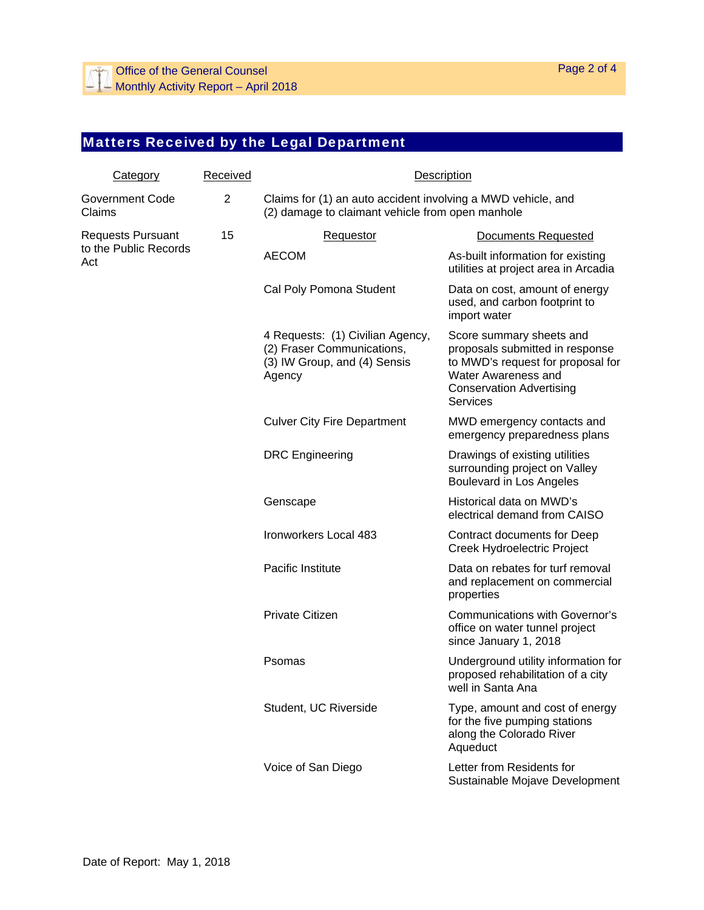## Matters Received by the Legal Department

| Category | Received | Description | |
|---|---|---|---|
| Government Code Claims | 2 | Claims for (1) an auto accident involving a MWD vehicle, and (2) damage to claimant vehicle from open manhole | |
| Requests Pursuant to the Public Records Act | 15 | **Requestor** | **Documents Requested** |
| | | AECOM | As-built information for existing utilities at project area in Arcadia |
| | | Cal Poly Pomona Student | Data on cost, amount of energy used, and carbon footprint to import water |
| | | 4 Requests: (1) Civilian Agency, (2) Fraser Communications, (3) IW Group, and (4) Sensis Agency | Score summary sheets and proposals submitted in response to MWD's request for proposal for Water Awareness and Conservation Advertising Services |
| | | Culver City Fire Department | MWD emergency contacts and emergency preparedness plans |
| | | DRC Engineering | Drawings of existing utilities surrounding project on Valley Boulevard in Los Angeles |
| | | Genscape | Historical data on MWD's electrical demand from CAISO |
| | | Ironworkers Local 483 | Contract documents for Deep Creek Hydroelectric Project |
| | | Pacific Institute | Data on rebates for turf removal and replacement on commercial properties |
| | | Private Citizen | Communications with Governor's office on water tunnel project since January 1, 2018 |
| | | Psomas | Underground utility information for proposed rehabilitation of a city well in Santa Ana |
| | | Student, UC Riverside | Type, amount and cost of energy for the five pumping stations along the Colorado River Aqueduct |
| | | Voice of San Diego | Letter from Residents for Sustainable Mojave Development |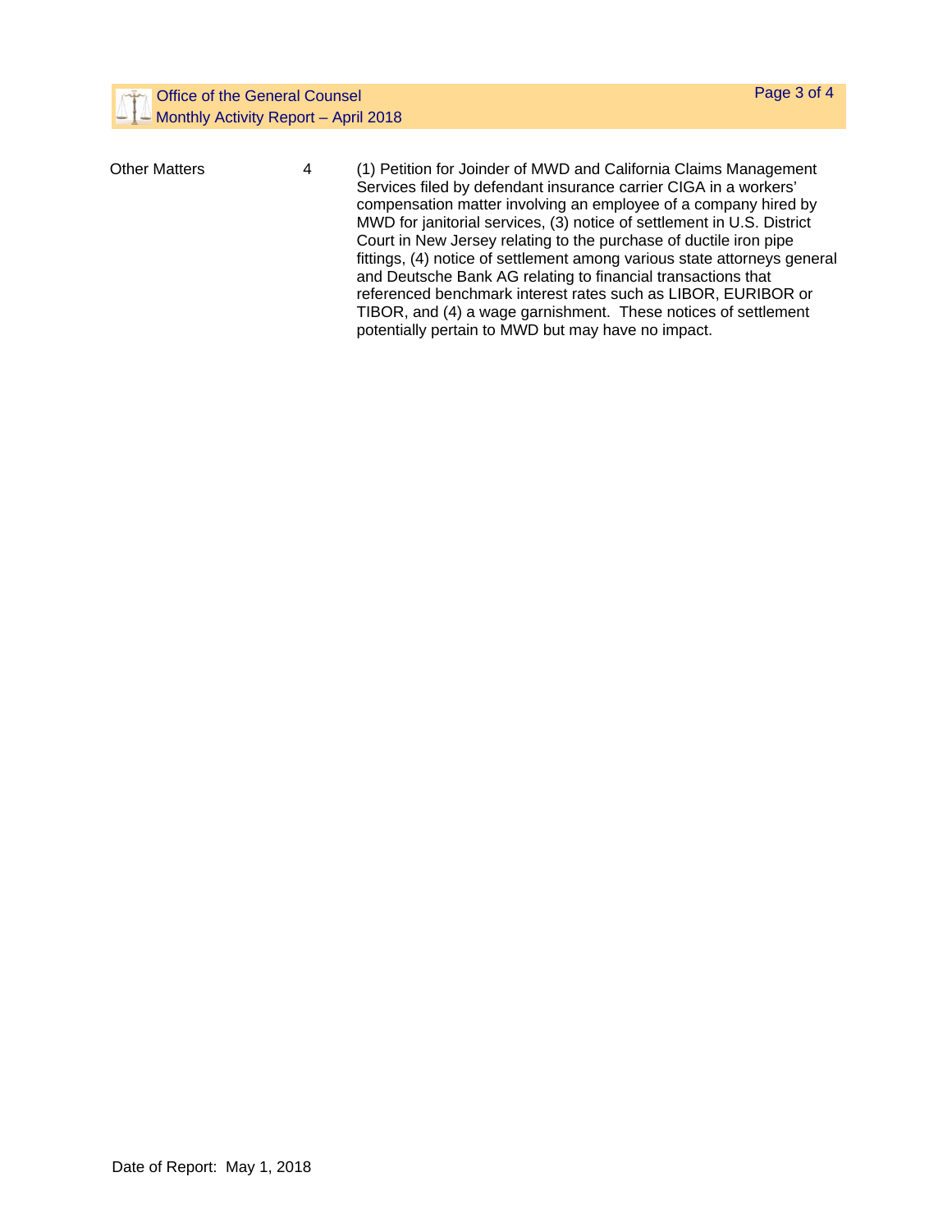| | | |
|---|---|---|
| Other Matters | 4 | (1) Petition for Joinder of MWD and California Claims Management Services filed by defendant insurance carrier CIGA in a workers' compensation matter involving an employee of a company hired by MWD for janitorial services, (3) notice of settlement in U.S. District Court in New Jersey relating to the purchase of ductile iron pipe fittings, (4) notice of settlement among various state attorneys general and Deutsche Bank AG relating to financial transactions that referenced benchmark interest rates such as LIBOR, EURIBOR or TIBOR, and (4) a wage garnishment. These notices of settlement potentially pertain to MWD but may have no impact. |

Date of Report: May 1, 2018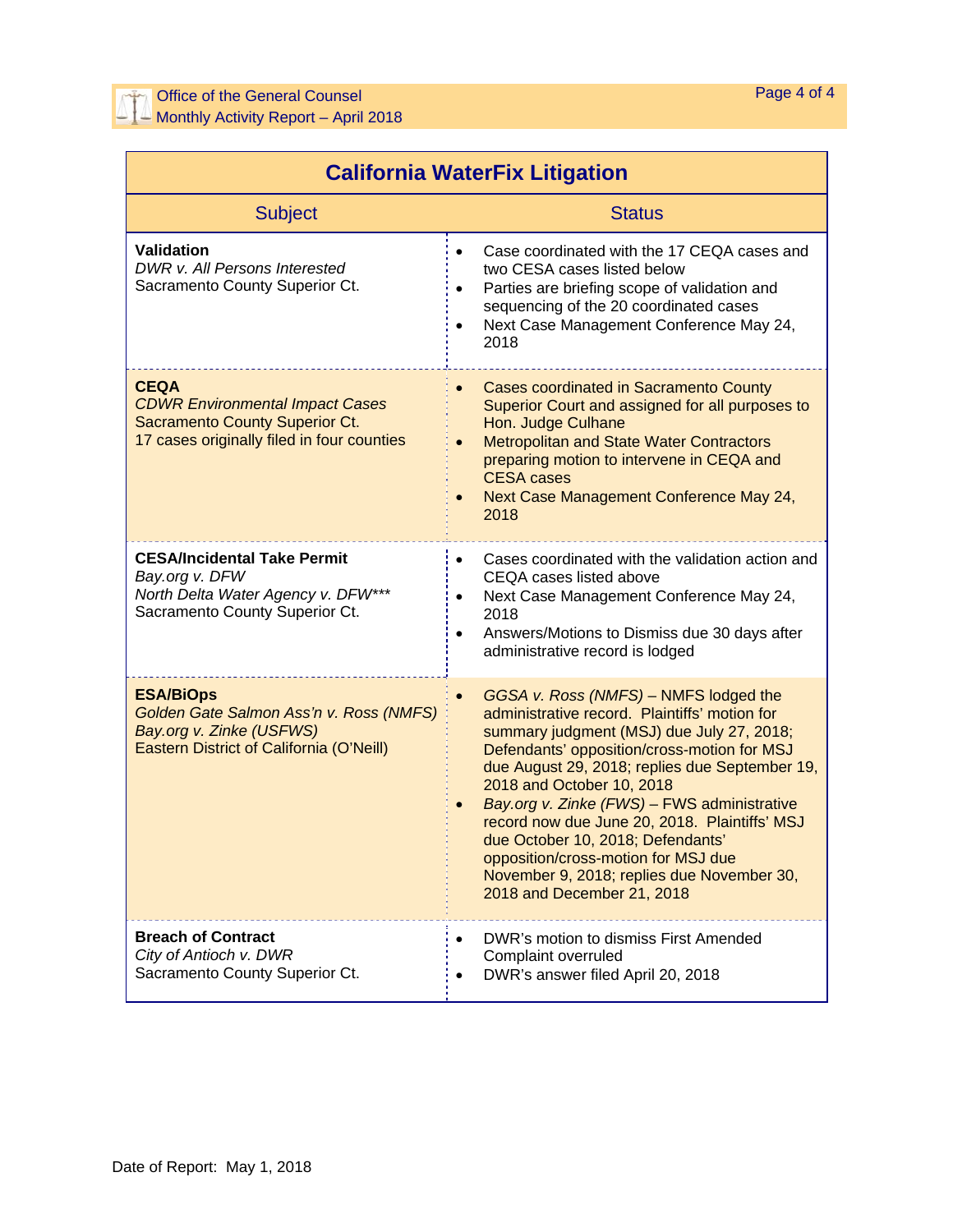| California WaterFix Litigation | |
|---|---|
| Subject | Status |
| **Validation**<br>*DWR v. All Persons Interested*<br>Sacramento County Superior Ct. | • Case coordinated with the 17 CEQA cases and two CESA cases listed below<br>• Parties are briefing scope of validation and sequencing of the 20 coordinated cases<br>• Next Case Management Conference May 24, 2018 |
| **CEQA**<br>*CDWR Environmental Impact Cases*<br>Sacramento County Superior Ct.<br>17 cases originally filed in four counties | • Cases coordinated in Sacramento County Superior Court and assigned for all purposes to Hon. Judge Culhane<br>• Metropolitan and State Water Contractors preparing motion to intervene in CEQA and CESA cases<br>• Next Case Management Conference May 24, 2018 |
| **CESA/Incidental Take Permit**<br>*Bay.org v. DFW*<br>*North Delta Water Agency v. DFW****<br>Sacramento County Superior Ct. | • Cases coordinated with the validation action and CEQA cases listed above<br>• Next Case Management Conference May 24, 2018<br>• Answers/Motions to Dismiss due 30 days after administrative record is lodged |
| **ESA/BiOps**<br>*Golden Gate Salmon Ass'n v. Ross (NMFS)*<br>*Bay.org v. Zinke (USFWS)*<br>Eastern District of California (O'Neill) | • *GGSA v. Ross (NMFS)* – NMFS lodged the administrative record. Plaintiffs' motion for summary judgment (MSJ) due July 27, 2018; Defendants' opposition/cross-motion for MSJ due August 29, 2018; replies due September 19, 2018 and October 10, 2018<br>• *Bay.org v. Zinke (FWS)* – FWS administrative record now due June 20, 2018. Plaintiffs' MSJ due October 10, 2018; Defendants' opposition/cross-motion for MSJ due November 9, 2018; replies due November 30, 2018 and December 21, 2018 |
| **Breach of Contract**<br>*City of Antioch v. DWR*<br>Sacramento County Superior Ct. | • DWR's motion to dismiss First Amended Complaint overruled<br>• DWR's answer filed April 20, 2018 |

Date of Report: May 1, 2018